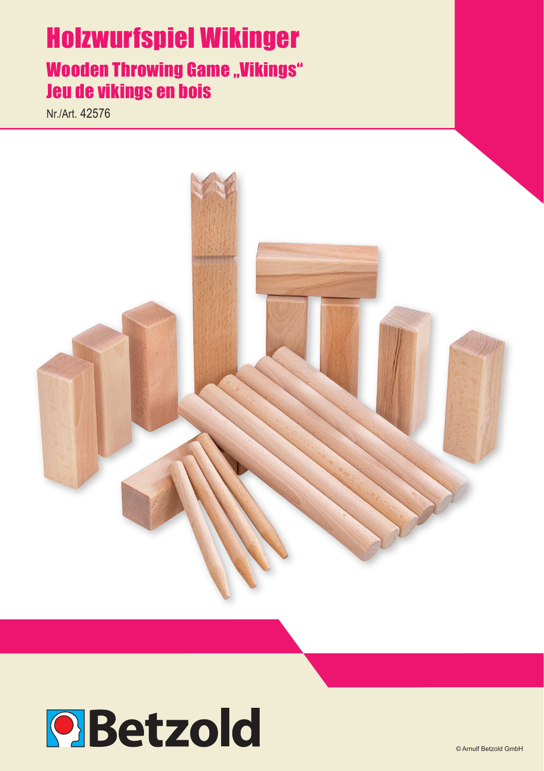# Holzwurfspiel Wikinger

## Wooden Throwing Game „Vikings“

## Jeu de vikings en bois

Nr./Art. 42576

Betzold

© Arnulf Betzold GmbH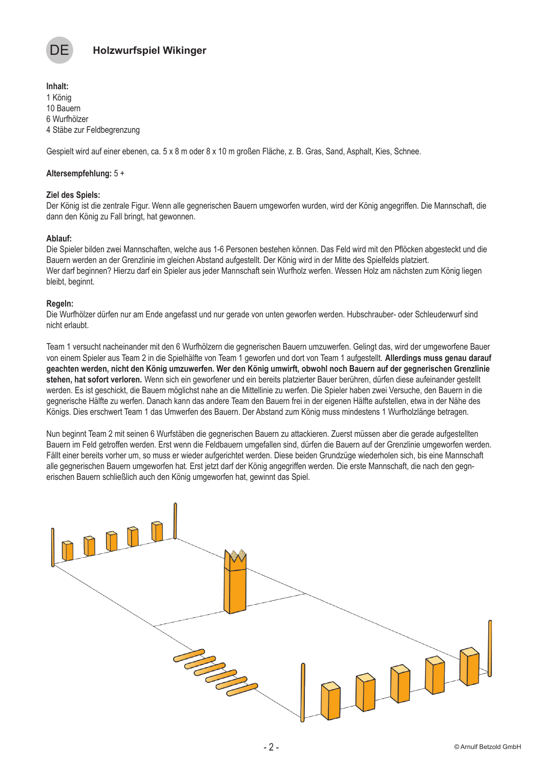DE

# Holzwurfspiel Wikinger

**Inhalt:**
1 König
10 Bauern
6 Wurfhölzer
4 Stäbe zur Feldbegrenzung

Gespielt wird auf einer ebenen, ca. 5 x 8 m oder 8 x 10 m großen Fläche, z. B. Gras, Sand, Asphalt, Kies, Schnee.

**Altersempfehlung:** 5 +

**Ziel des Spiels:**
Der König ist die zentrale Figur. Wenn alle gegnerischen Bauern umgeworfen wurden, wird der König angegriffen. Die Mannschaft, die dann den König zu Fall bringt, hat gewonnen.

**Ablauf:**
Die Spieler bilden zwei Mannschaften, welche aus 1-6 Personen bestehen können. Das Feld wird mit den Pflöcken abgesteckt und die Bauern werden an der Grenzlinie im gleichen Abstand aufgestellt. Der König wird in der Mitte des Spielfelds platziert.
Wer darf beginnen? Hierzu darf ein Spieler aus jeder Mannschaft sein Wurfholz werfen. Wessen Holz am nächsten zum König liegen bleibt, beginnt.

**Regeln:**
Die Wurfhölzer dürfen nur am Ende angefasst und nur gerade von unten geworfen werden. Hubschrauber- oder Schleuderwurf sind nicht erlaubt.

Team 1 versucht nacheinander mit den 6 Wurfhölzern die gegnerischen Bauern umzuwerfen. Gelingt das, wird der umgeworfene Bauer von einem Spieler aus Team 2 in die Spielhälfte von Team 1 geworfen und dort von Team 1 aufgestellt. **Allerdings muss genau darauf geachtet werden, nicht den König umzuwerfen. Wer den König umwirft, obwohl noch Bauern auf der gegnerischen Grenzlinie stehen, hat sofort verloren.** Wenn sich ein geworfener und ein bereits platzierter Bauer berühren, dürfen diese aufeinander gestellt werden. Es ist geschickt, die Bauern möglichst nahe an die Mittellinie zu werfen. Die Spieler haben zwei Versuche, den Bauern in die gegnerische Hälfte zu werfen. Danach kann das andere Team den Bauern frei in der eigenen Hälfte aufstellen, etwa in der Nähe des Königs. Dies erschwert Team 1 das Umwerfen des Bauern. Der Abstand zum König muss mindestens 1 Wurfholzlänge betragen.

Nun beginnt Team 2 mit seinen 6 Wurfstäben die gegnerischen Bauern zu attackieren. Zuerst müssen aber die gerade aufgestellten Bauern im Feld getroffen werden. Erst wenn die Feldbauern umgefallen sind, dürfen die Bauern auf der Grenzlinie umgeworfen werden. Fällt einer bereits vorher um, so muss er wieder aufgerichtet werden. Diese beiden Grundzüge wiederholen sich, bis eine Mannschaft alle gegnerischen Bauern umgeworfen hat. Erst jetzt darf der König angegriffen werden. Die erste Mannschaft, die nach den gegnerischen Bauern schließlich auch den König umgeworfen hat, gewinnt das Spiel.

© Arnulf Betzold GmbH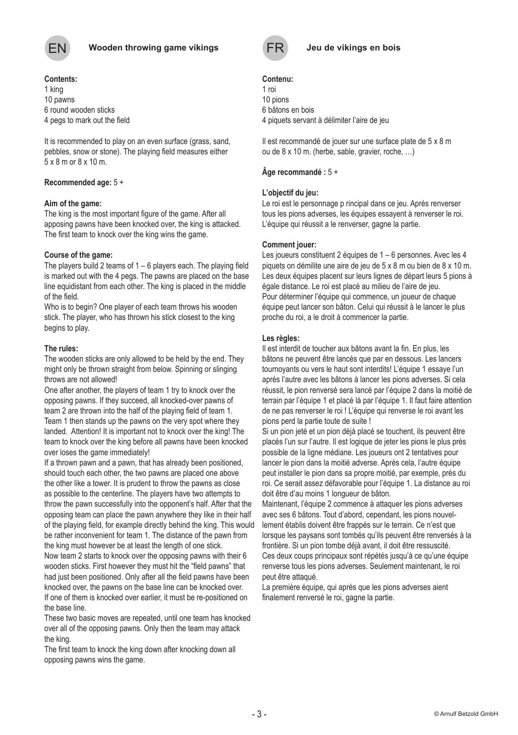## EN Wooden throwing game vikings

**Contents:**
1 king
10 pawns
6 round wooden sticks
4 pegs to mark out the field

It is recommended to play on an even surface (grass, sand, pebbles, snow or stone). The playing field measures either 5 x 8 m or 8 x 10 m.

**Recommended age:** 5 +

**Aim of the game:**
The king is the most important figure of the game. After all apposing pawns have been knocked over, the king is attacked. The first team to knock over the king wins the game.

**Course of the game:**
The players build 2 teams of 1 – 6 players each. The playing field is marked out with the 4 pegs. The pawns are placed on the base line equidistant from each other. The king is placed in the middle of the field.
Who is to begin? One player of each team throws his wooden stick. The player, who has thrown his stick closest to the king begins to play.

**The rules:**
The wooden sticks are only allowed to be held by the end. They might only be thrown straight from below. Spinning or slinging throws are not allowed!
One after another, the players of team 1 try to knock over the opposing pawns. If they succeed, all knocked-over pawns of team 2 are thrown into the half of the playing field of team 1. Team 1 then stands up the pawns on the very spot where they landed. Attention! It is important not to knock over the king! The team to knock over the king before all pawns have been knocked over loses the game immediately!
If a thrown pawn and a pawn, that has already been positioned, should touch each other, the two pawns are placed one above the other like a tower. It is prudent to throw the pawns as close as possible to the centerline. The players have two attempts to throw the pawn successfully into the opponent's half. After that the opposing team can place the pawn anywhere they like in their half of the playing field, for example directly behind the king. This would be rather inconvenient for team 1. The distance of the pawn from the king must however be at least the length of one stick.
Now team 2 starts to knock over the opposing pawns with their 6 wooden sticks. First however they must hit the "field pawns" that had just been positioned. Only after all the field pawns have been knocked over, the pawns on the base line can be knocked over. If one of them is knocked over earlier, it must be re-positioned on the base line.
These two basic moves are repeated, until one team has knocked over all of the opposing pawns. Only then the team may attack the king.
The first team to knock the king down after knocking down all opposing pawns wins the game.

## FR Jeu de vikings en bois

**Contenu:**
1 roi
10 pions
6 bâtons en bois
4 piquets servant à délimiter l'aire de jeu

Il est recommandé de jouer sur une surface plate de 5 x 8 m ou de 8 x 10 m. (herbe, sable, gravier, roche, …)

**Âge recommandé :** 5 +

**L'objectif du jeu:**
Le roi est le personnage p rincipal dans ce jeu. Après renverser tous les pions adverses, les équipes essayent à renverser le roi. L'équipe qui réussit a le renverser, gagne la partie.

**Comment jouer:**
Les joueurs constituent 2 équipes de 1 – 6 personnes. Avec les 4 piquets on démilite une aire de jeu de 5 x 8 m ou bien de 8 x 10 m. Les deux équipes placent sur leurs lignes de départ leurs 5 pions à égale distance. Le roi est placé au milieu de l'aire de jeu.
Pour déterminer l'équipe qui commence, un joueur de chaque équipe peut lancer son bâton. Celui qui réussit à le lancer le plus proche du roi, a le droit à commencer la partie.

**Les règles:**
Il est interdit de toucher aux bâtons avant la fin. En plus, les bâtons ne peuvent être lancés que par en dessous. Les lancers tournoyants ou vers le haut sont interdits! L'équipe 1 essaye l'un après l'autre avec les bâtons à lancer les pions adverses. Si cela réussit, le pion renversé sera lancé par l'équipe 2 dans la moitié de terrain par l'équipe 1 et placé là par l'équipe 1. Il faut faire attention de ne pas renverser le roi ! L'équipe qui renverse le roi avant les pions perd la partie toute de suite !
Si un pion jeté et un pion déjà placé se touchent, ils peuvent être placés l'un sur l'autre. Il est logique de jeter les pions le plus près possible de la ligne médiane. Les joueurs ont 2 tentatives pour lancer le pion dans la moitié adverse. Après cela, l'autre équipe peut installer le pion dans sa propre moitié, par exemple, près du roi. Ce serait assez défavorable pour l'équipe 1. La distance au roi doit être d'au moins 1 longueur de bâton.
Maintenant, l'équipe 2 commence à attaquer les pions adverses avec ses 6 bâtons. Tout d'abord, cependant, les pions nouvellement établis doivent être frappés sur le terrain. Ce n'est que lorsque les paysans sont tombés qu'ils peuvent être renversés à la frontière. Si un pion tombe déjà avant, il doit être ressuscité.
Ces deux coups principaux sont répétés jusqu'à ce qu'une équipe renverse tous les pions adverses. Seulement maintenant, le roi peut être attaqué.
La première équipe, qui après que les pions adverses aient finalement renversé le roi, gagne la partie.

© Arnulf Betzold GmbH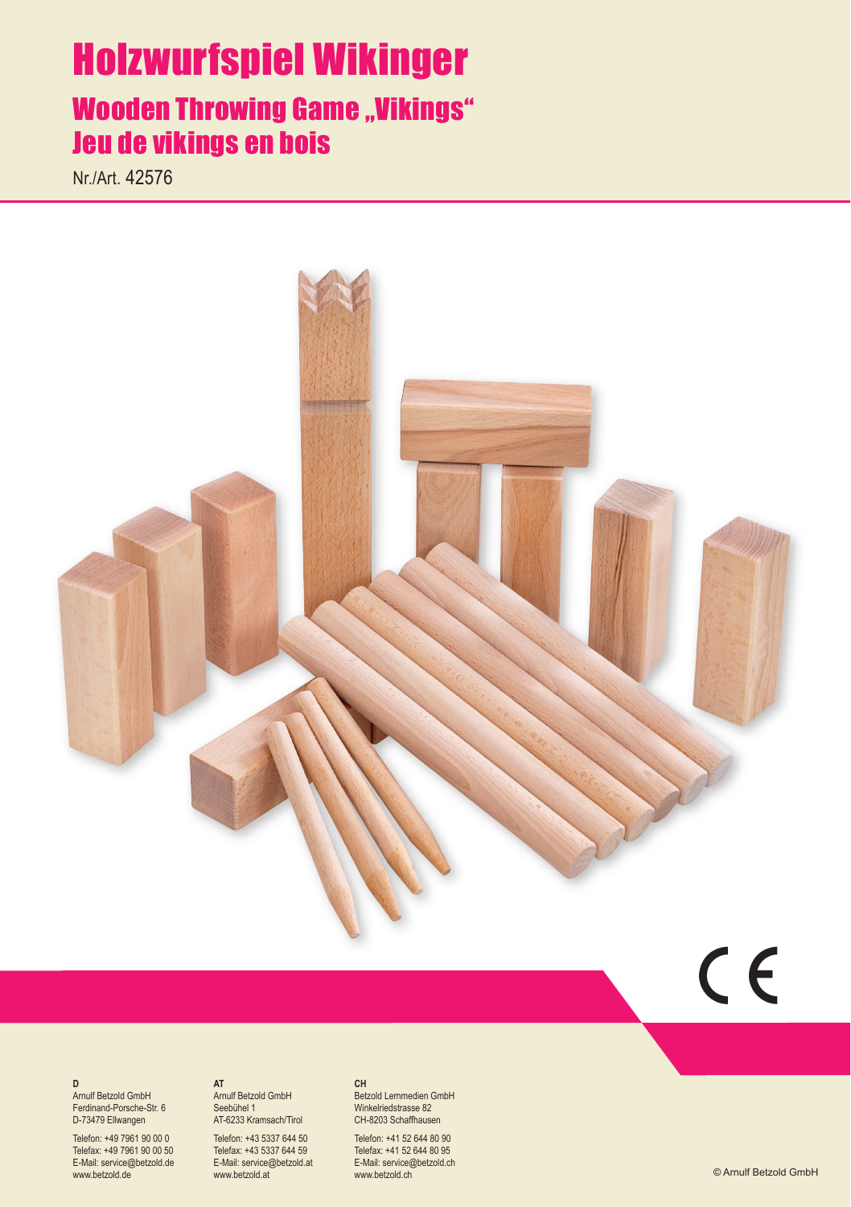# Holzwurfspiel Wikinger

## Wooden Throwing Game „Vikings“

## Jeu de vikings en bois

Nr./Art. 42576

CE

**D**
Arnulf Betzold GmbH
Ferdinand-Porsche-Str. 6
D-73479 Ellwangen

Telefon: +49 7961 90 00 0
Telefax: +49 7961 90 00 50
E-Mail: service@betzold.de
www.betzold.de

**AT**
Arnulf Betzold GmbH
Seebühel 1
AT-6233 Kramsach/Tirol

Telefon: +43 5337 644 50
Telefax: +43 5337 644 59
E-Mail: service@betzold.at
www.betzold.at

**CH**
Betzold Lernmedien GmbH
Winkelriedstrasse 82
CH-8203 Schaffhausen

Telefon: +41 52 644 80 90
Telefax: +41 52 644 80 95
E-Mail: service@betzold.ch
www.betzold.ch

© Arnulf Betzold GmbH